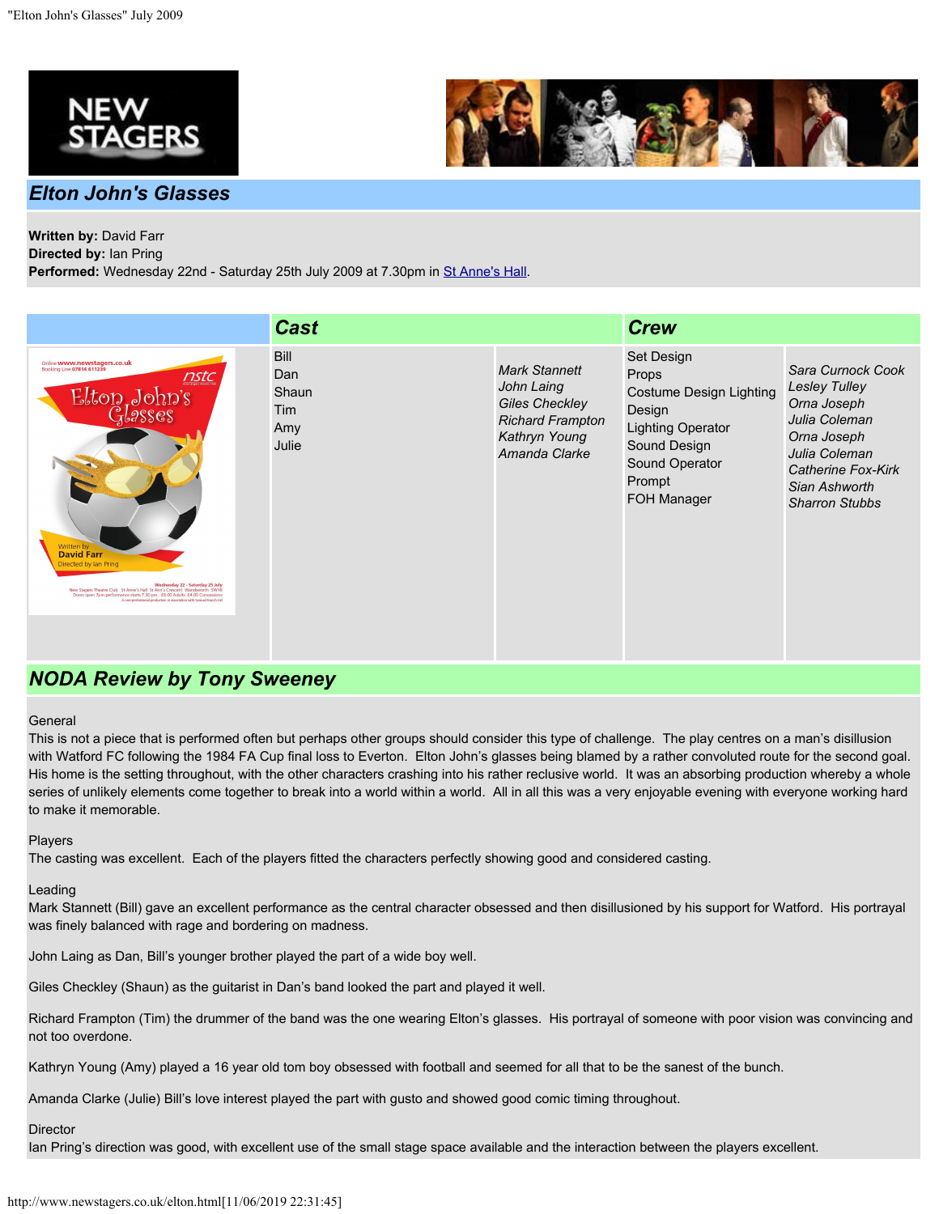# Elton John's Glasses

**Written by:** David Farr
**Directed by:** Ian Pring
**Performed:** Wednesday 22nd - Saturday 25th July 2009 at 7.30pm in St Anne's Hall.

## Cast

| Role | Actor |
|---|---|
| Bill | *Mark Stannett* |
| Dan | *John Laing* |
| Shaun | *Giles Checkley* |
| Tim | *Richard Frampton* |
| Amy | *Kathryn Young* |
| Julie | *Amanda Clarke* |

## Crew

| Role | Name |
|---|---|
| Set Design | *Sara Curnock Cook* |
| Props | *Lesley Tulley* |
| Costume Design | *Orna Joseph* |
| Lighting Design | *Julia Coleman* |
| Lighting Operator | *Orna Joseph* |
| Sound Design | *Julia Coleman* |
| Sound Operator | *Catherine Fox-Kirk* |
| Prompt | *Sian Ashworth* |
| FOH Manager | *Sharron Stubbs* |

## NODA Review by Tony Sweeney

General
This is not a piece that is performed often but perhaps other groups should consider this type of challenge. The play centres on a man's disillusion with Watford FC following the 1984 FA Cup final loss to Everton. Elton John's glasses being blamed by a rather convoluted route for the second goal. His home is the setting throughout, with the other characters crashing into his rather reclusive world. It was an absorbing production whereby a whole series of unlikely elements come together to break into a world within a world. All in all this was a very enjoyable evening with everyone working hard to make it memorable.

Players
The casting was excellent. Each of the players fitted the characters perfectly showing good and considered casting.

Leading
Mark Stannett (Bill) gave an excellent performance as the central character obsessed and then disillusioned by his support for Watford. His portrayal was finely balanced with rage and bordering on madness.

John Laing as Dan, Bill's younger brother played the part of a wide boy well.

Giles Checkley (Shaun) as the guitarist in Dan's band looked the part and played it well.

Richard Frampton (Tim) the drummer of the band was the one wearing Elton's glasses. His portrayal of someone with poor vision was convincing and not too overdone.

Kathryn Young (Amy) played a 16 year old tom boy obsessed with football and seemed for all that to be the sanest of the bunch.

Amanda Clarke (Julie) Bill's love interest played the part with gusto and showed good comic timing throughout.

Director
Ian Pring's direction was good, with excellent use of the small stage space available and the interaction between the players excellent.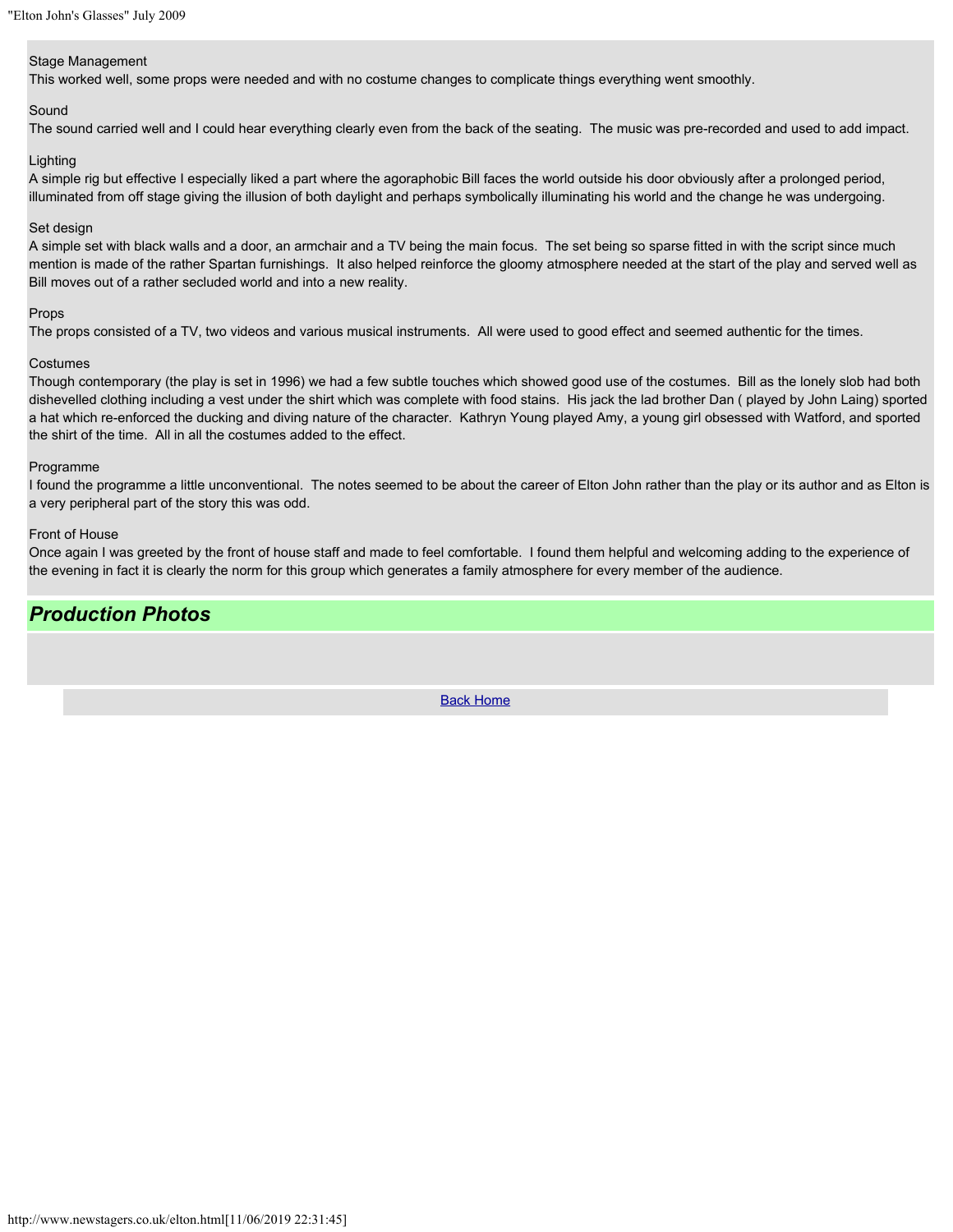Stage Management

This worked well, some props were needed and with no costume changes to complicate things everything went smoothly.

Sound

The sound carried well and I could hear everything clearly even from the back of the seating. The music was pre-recorded and used to add impact.

Lighting

A simple rig but effective I especially liked a part where the agoraphobic Bill faces the world outside his door obviously after a prolonged period, illuminated from off stage giving the illusion of both daylight and perhaps symbolically illuminating his world and the change he was undergoing.

Set design

A simple set with black walls and a door, an armchair and a TV being the main focus. The set being so sparse fitted in with the script since much mention is made of the rather Spartan furnishings. It also helped reinforce the gloomy atmosphere needed at the start of the play and served well as Bill moves out of a rather secluded world and into a new reality.

Props

The props consisted of a TV, two videos and various musical instruments. All were used to good effect and seemed authentic for the times.

Costumes

Though contemporary (the play is set in 1996) we had a few subtle touches which showed good use of the costumes. Bill as the lonely slob had both dishevelled clothing including a vest under the shirt which was complete with food stains. His jack the lad brother Dan ( played by John Laing) sported a hat which re-enforced the ducking and diving nature of the character. Kathryn Young played Amy, a young girl obsessed with Watford, and sported the shirt of the time. All in all the costumes added to the effect.

Programme

I found the programme a little unconventional. The notes seemed to be about the career of Elton John rather than the play or its author and as Elton is a very peripheral part of the story this was odd.

Front of House

Once again I was greeted by the front of house staff and made to feel comfortable. I found them helpful and welcoming adding to the experience of the evening in fact it is clearly the norm for this group which generates a family atmosphere for every member of the audience.

## *Production Photos*

[Back Home](#)